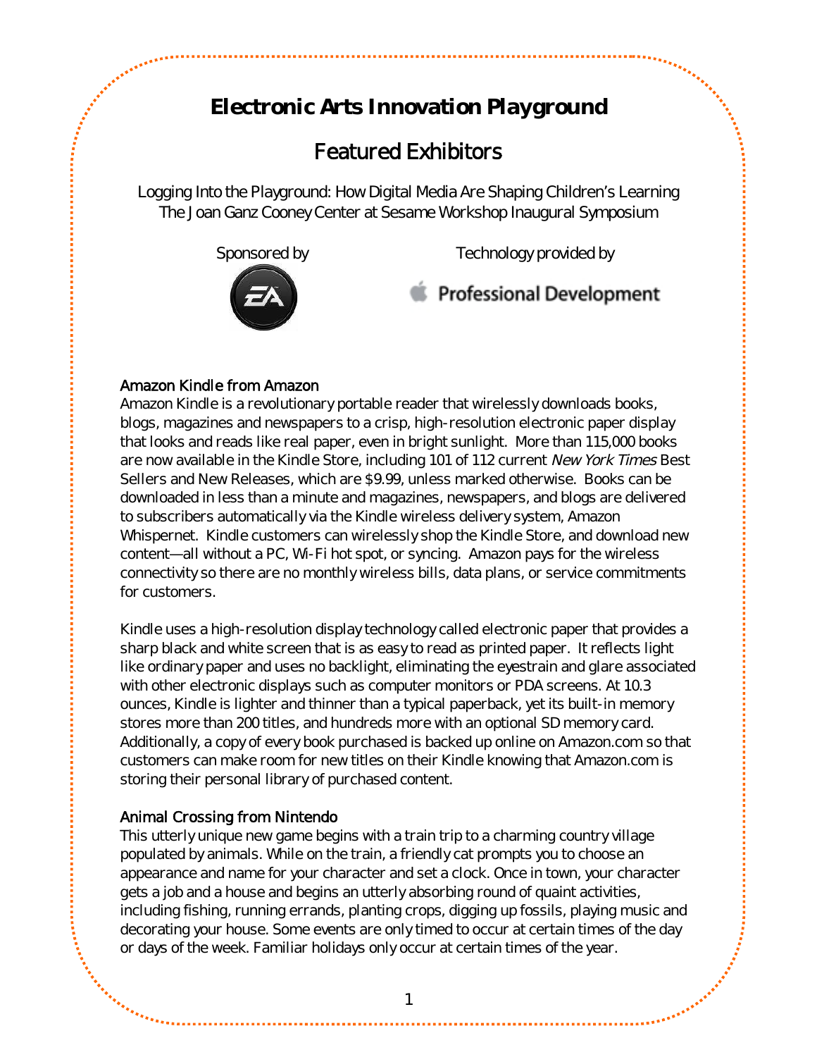# Electronic Arts Innovation Playground

## Featured Exhibitors

Logging Into the Playground: How Digital Media Are Shaping Children's Learning
The Joan Ganz Cooney Center at Sesame Workshop Inaugural Symposium

Sponsored by

Technology provided by

Professional Development

### Amazon Kindle from Amazon

Amazon Kindle is a revolutionary portable reader that wirelessly downloads books, blogs, magazines and newspapers to a crisp, high-resolution electronic paper display that looks and reads like real paper, even in bright sunlight. More than 115,000 books are now available in the Kindle Store, including 101 of 112 current *New York Times* Best Sellers and New Releases, which are $9.99, unless marked otherwise. Books can be downloaded in less than a minute and magazines, newspapers, and blogs are delivered to subscribers automatically via the Kindle wireless delivery system, Amazon Whispernet. Kindle customers can wirelessly shop the Kindle Store, and download new content—all without a PC, Wi-Fi hot spot, or syncing. Amazon pays for the wireless connectivity so there are no monthly wireless bills, data plans, or service commitments for customers.

Kindle uses a high-resolution display technology called electronic paper that provides a sharp black and white screen that is as easy to read as printed paper. It reflects light like ordinary paper and uses no backlight, eliminating the eyestrain and glare associated with other electronic displays such as computer monitors or PDA screens. At 10.3 ounces, Kindle is lighter and thinner than a typical paperback, yet its built-in memory stores more than 200 titles, and hundreds more with an optional SD memory card. Additionally, a copy of every book purchased is backed up online on Amazon.com so that customers can make room for new titles on their Kindle knowing that Amazon.com is storing their personal library of purchased content.

### Animal Crossing from Nintendo

This utterly unique new game begins with a train trip to a charming country village populated by animals. While on the train, a friendly cat prompts you to choose an appearance and name for your character and set a clock. Once in town, your character gets a job and a house and begins an utterly absorbing round of quaint activities, including fishing, running errands, planting crops, digging up fossils, playing music and decorating your house. Some events are only timed to occur at certain times of the day or days of the week. Familiar holidays only occur at certain times of the year.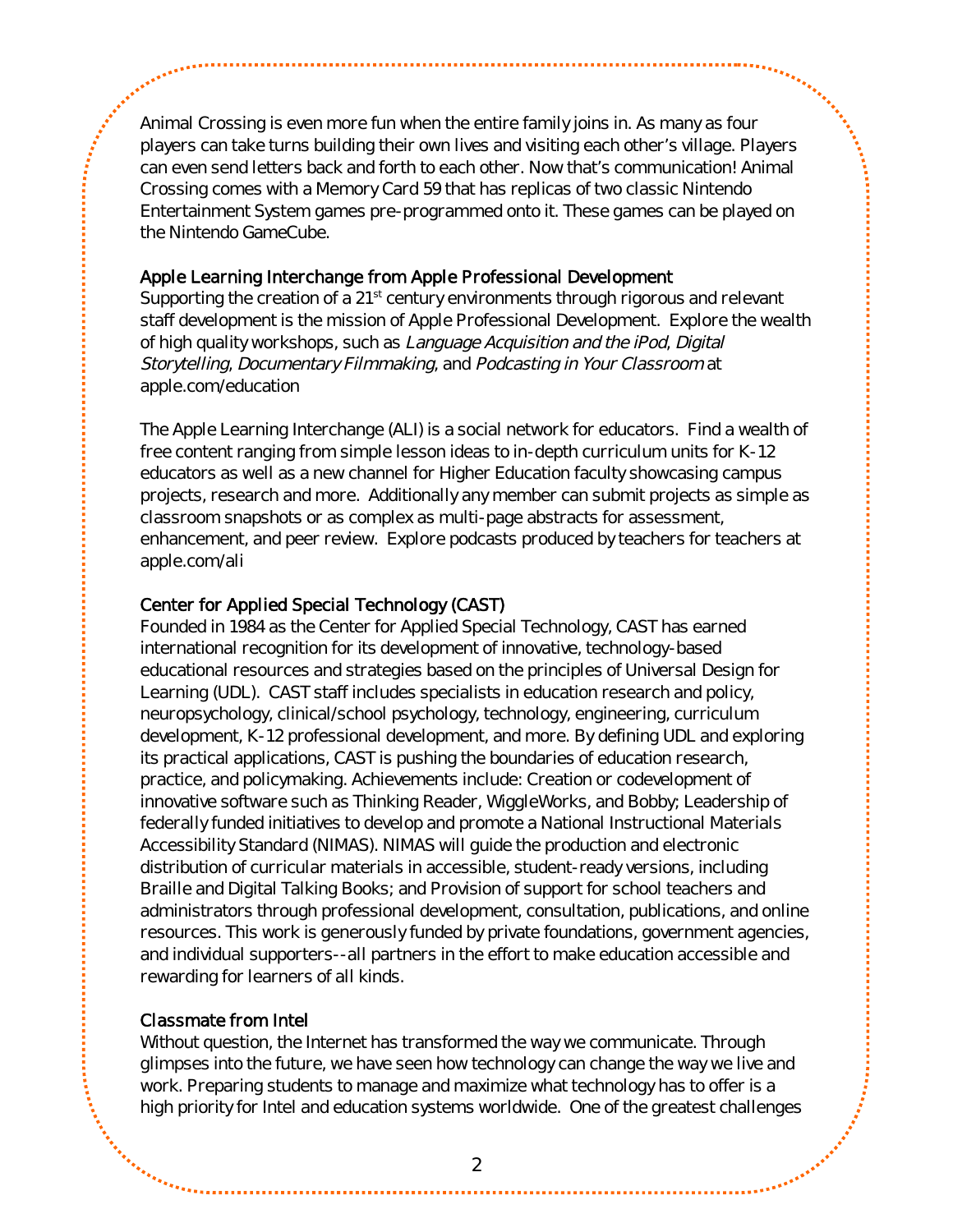Animal Crossing is even more fun when the entire family joins in. As many as four players can take turns building their own lives and visiting each other's village. Players can even send letters back and forth to each other. Now that's communication! Animal Crossing comes with a Memory Card 59 that has replicas of two classic Nintendo Entertainment System games pre-programmed onto it. These games can be played on the Nintendo GameCube.

### Apple Learning Interchange from Apple Professional Development

Supporting the creation of a 21st century environments through rigorous and relevant staff development is the mission of Apple Professional Development. Explore the wealth of high quality workshops, such as *Language Acquisition and the iPod*, *Digital Storytelling*, *Documentary Filmmaking*, and *Podcasting in Your Classroom* at apple.com/education

The Apple Learning Interchange (ALI) is a social network for educators. Find a wealth of free content ranging from simple lesson ideas to in-depth curriculum units for K-12 educators as well as a new channel for Higher Education faculty showcasing campus projects, research and more. Additionally any member can submit projects as simple as classroom snapshots or as complex as multi-page abstracts for assessment, enhancement, and peer review. Explore podcasts produced by teachers for teachers at apple.com/ali

### Center for Applied Special Technology (CAST)

Founded in 1984 as the Center for Applied Special Technology, CAST has earned international recognition for its development of innovative, technology-based educational resources and strategies based on the principles of Universal Design for Learning (UDL). CAST staff includes specialists in education research and policy, neuropsychology, clinical/school psychology, technology, engineering, curriculum development, K-12 professional development, and more. By defining UDL and exploring its practical applications, CAST is pushing the boundaries of education research, practice, and policymaking. Achievements include: Creation or codevelopment of innovative software such as Thinking Reader, WiggleWorks, and Bobby; Leadership of federally funded initiatives to develop and promote a National Instructional Materials Accessibility Standard (NIMAS). NIMAS will guide the production and electronic distribution of curricular materials in accessible, student-ready versions, including Braille and Digital Talking Books; and Provision of support for school teachers and administrators through professional development, consultation, publications, and online resources. This work is generously funded by private foundations, government agencies, and individual supporters--all partners in the effort to make education accessible and rewarding for learners of all kinds.

### Classmate from Intel

Without question, the Internet has transformed the way we communicate. Through glimpses into the future, we have seen how technology can change the way we live and work. Preparing students to manage and maximize what technology has to offer is a high priority for Intel and education systems worldwide. One of the greatest challenges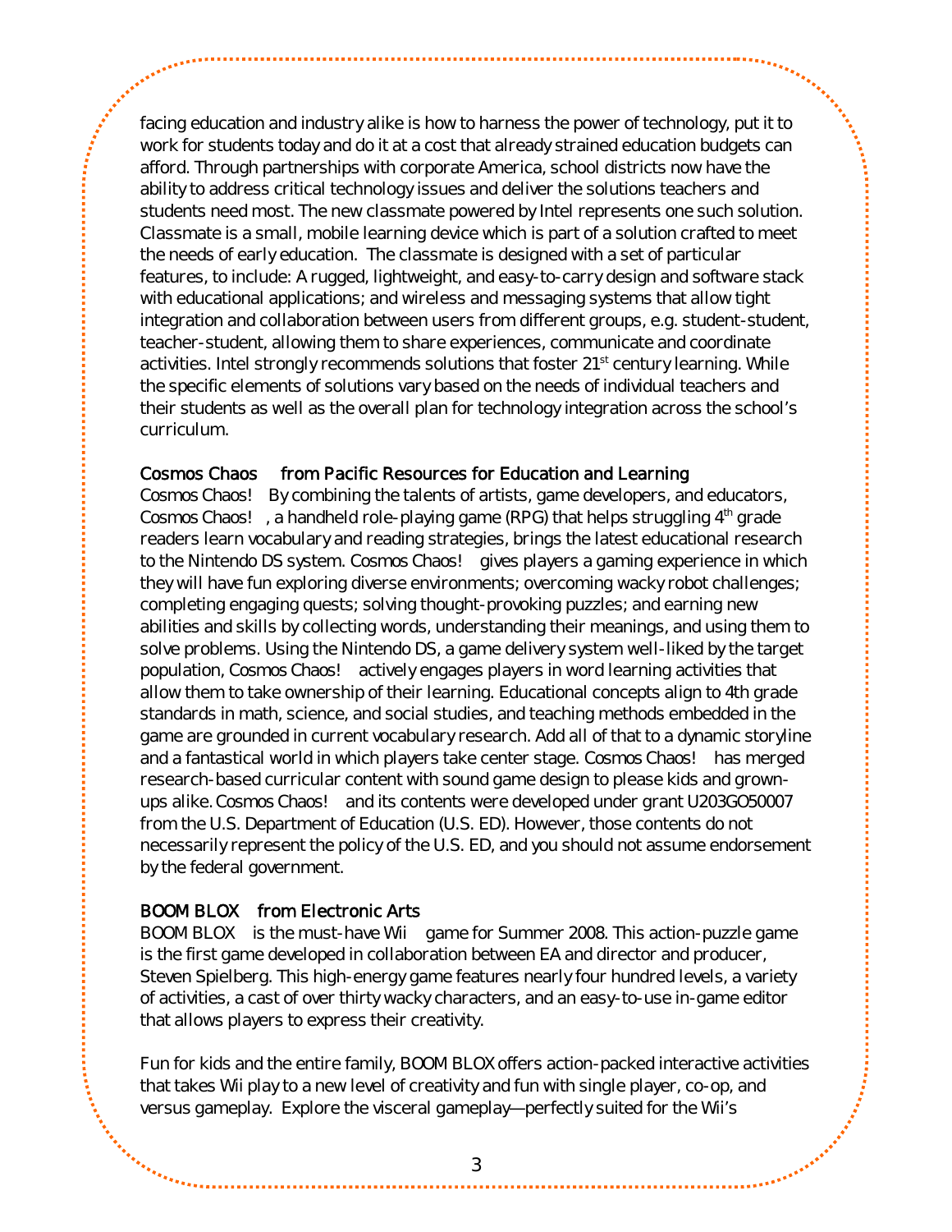facing education and industry alike is how to harness the power of technology, put it to work for students today and do it at a cost that already strained education budgets can afford. Through partnerships with corporate America, school districts now have the ability to address critical technology issues and deliver the solutions teachers and students need most. The new classmate powered by Intel represents one such solution. Classmate is a small, mobile learning device which is part of a solution crafted to meet the needs of early education. The classmate is designed with a set of particular features, to include: A rugged, lightweight, and easy-to-carry design and software stack with educational applications; and wireless and messaging systems that allow tight integration and collaboration between users from different groups, e.g. student-student, teacher-student, allowing them to share experiences, communicate and coordinate activities. Intel strongly recommends solutions that foster 21st century learning. While the specific elements of solutions vary based on the needs of individual teachers and their students as well as the overall plan for technology integration across the school's curriculum.

**Cosmos Chaos from Pacific Resources for Education and Learning**

Cosmos Chaos! By combining the talents of artists, game developers, and educators, Cosmos Chaos!, a handheld role-playing game (RPG) that helps struggling 4th grade readers learn vocabulary and reading strategies, brings the latest educational research to the Nintendo DS system. Cosmos Chaos! gives players a gaming experience in which they will have fun exploring diverse environments; overcoming wacky robot challenges; completing engaging quests; solving thought-provoking puzzles; and earning new abilities and skills by collecting words, understanding their meanings, and using them to solve problems. Using the Nintendo DS, a game delivery system well-liked by the target population, Cosmos Chaos! actively engages players in word learning activities that allow them to take ownership of their learning. Educational concepts align to 4th grade standards in math, science, and social studies, and teaching methods embedded in the game are grounded in current vocabulary research. Add all of that to a dynamic storyline and a fantastical world in which players take center stage. Cosmos Chaos! has merged research-based curricular content with sound game design to please kids and grown-ups alike. Cosmos Chaos! and its contents were developed under grant U203GO50007 from the U.S. Department of Education (U.S. ED). However, those contents do not necessarily represent the policy of the U.S. ED, and you should not assume endorsement by the federal government.

**BOOM BLOX from Electronic Arts**

BOOM BLOX is the must-have Wii game for Summer 2008. This action-puzzle game is the first game developed in collaboration between EA and director and producer, Steven Spielberg. This high-energy game features nearly four hundred levels, a variety of activities, a cast of over thirty wacky characters, and an easy-to-use in-game editor that allows players to express their creativity.

Fun for kids and the entire family, BOOM BLOX offers action-packed interactive activities that takes Wii play to a new level of creativity and fun with single player, co-op, and versus gameplay. Explore the visceral gameplay—perfectly suited for the Wii's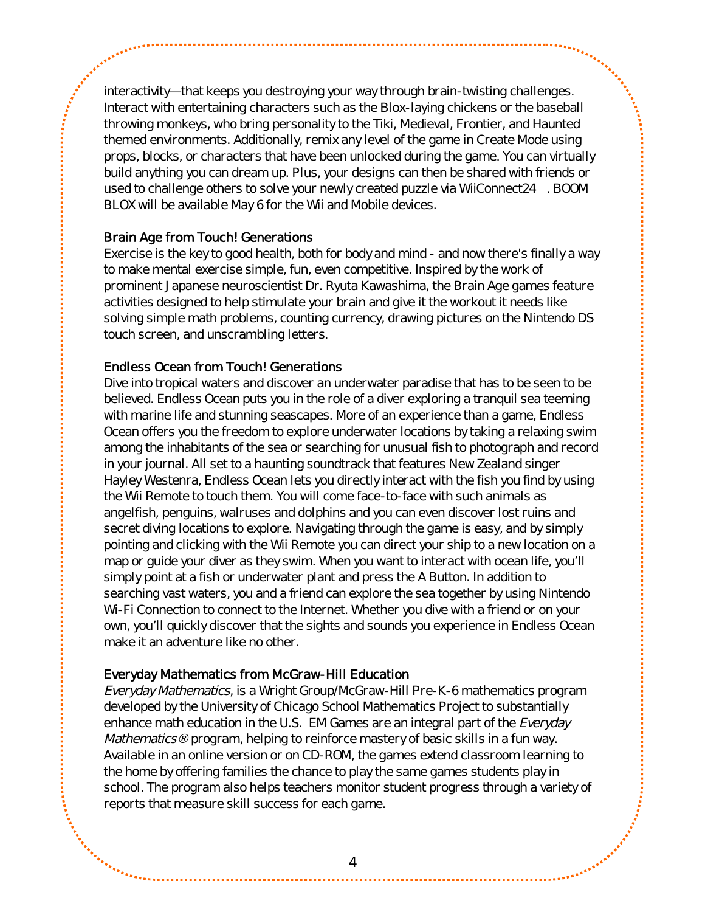interactivity—that keeps you destroying your way through brain-twisting challenges. Interact with entertaining characters such as the Blox-laying chickens or the baseball throwing monkeys, who bring personality to the Tiki, Medieval, Frontier, and Haunted themed environments. Additionally, remix any level of the game in Create Mode using props, blocks, or characters that have been unlocked during the game. You can virtually build anything you can dream up. Plus, your designs can then be shared with friends or used to challenge others to solve your newly created puzzle via WiiConnect24 . BOOM BLOX will be available May 6 for the Wii and Mobile devices.

### Brain Age from Touch! Generations

Exercise is the key to good health, both for body and mind - and now there's finally a way to make mental exercise simple, fun, even competitive. Inspired by the work of prominent Japanese neuroscientist Dr. Ryuta Kawashima, the Brain Age games feature activities designed to help stimulate your brain and give it the workout it needs like solving simple math problems, counting currency, drawing pictures on the Nintendo DS touch screen, and unscrambling letters.

### Endless Ocean from Touch! Generations

Dive into tropical waters and discover an underwater paradise that has to be seen to be believed. Endless Ocean puts you in the role of a diver exploring a tranquil sea teeming with marine life and stunning seascapes. More of an experience than a game, Endless Ocean offers you the freedom to explore underwater locations by taking a relaxing swim among the inhabitants of the sea or searching for unusual fish to photograph and record in your journal. All set to a haunting soundtrack that features New Zealand singer Hayley Westenra, Endless Ocean lets you directly interact with the fish you find by using the Wii Remote to touch them. You will come face-to-face with such animals as angelfish, penguins, walruses and dolphins and you can even discover lost ruins and secret diving locations to explore. Navigating through the game is easy, and by simply pointing and clicking with the Wii Remote you can direct your ship to a new location on a map or guide your diver as they swim. When you want to interact with ocean life, you'll simply point at a fish or underwater plant and press the A Button. In addition to searching vast waters, you and a friend can explore the sea together by using Nintendo Wi-Fi Connection to connect to the Internet. Whether you dive with a friend or on your own, you'll quickly discover that the sights and sounds you experience in Endless Ocean make it an adventure like no other.

### Everyday Mathematics from McGraw-Hill Education

*Everyday Mathematics*, is a Wright Group/McGraw-Hill Pre-K-6 mathematics program developed by the University of Chicago School Mathematics Project to substantially enhance math education in the U.S. EM Games are an integral part of the *Everyday Mathematics®* program, helping to reinforce mastery of basic skills in a fun way. Available in an online version or on CD-ROM, the games extend classroom learning to the home by offering families the chance to play the same games students play in school. The program also helps teachers monitor student progress through a variety of reports that measure skill success for each game.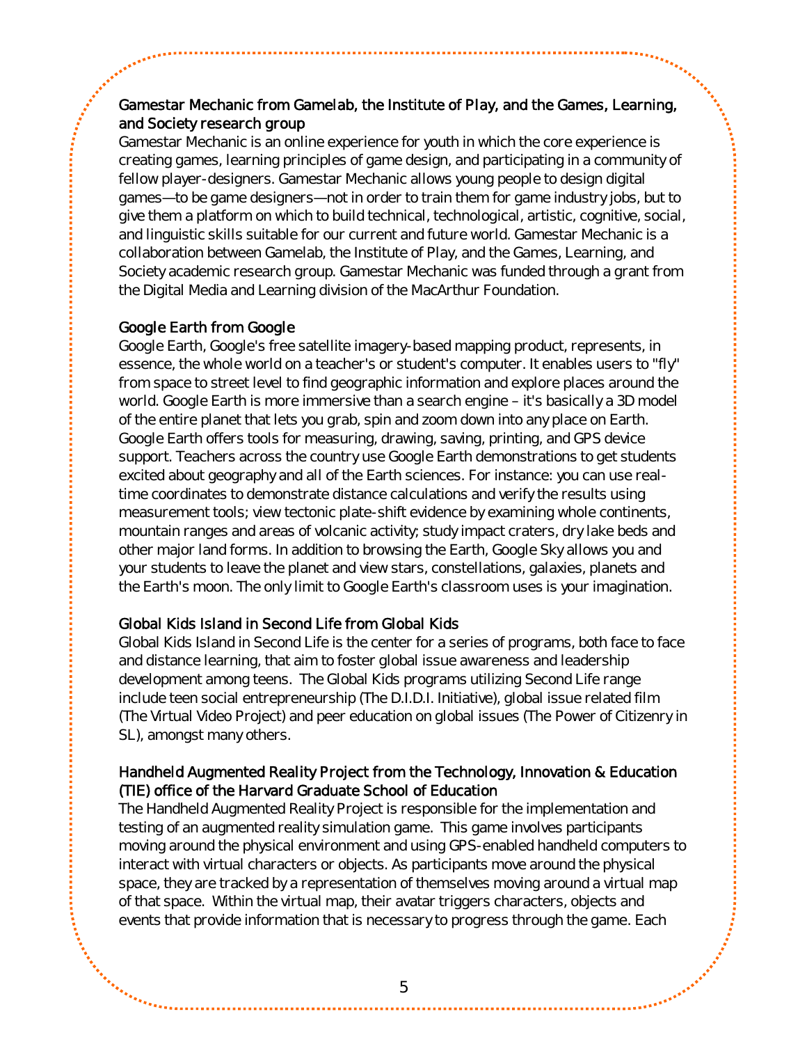### Gamestar Mechanic from Gamelab, the Institute of Play, and the Games, Learning, and Society research group

Gamestar Mechanic is an online experience for youth in which the core experience is creating games, learning principles of game design, and participating in a community of fellow player-designers. Gamestar Mechanic allows young people to design digital games—to be game designers—not in order to train them for game industry jobs, but to give them a platform on which to build technical, technological, artistic, cognitive, social, and linguistic skills suitable for our current and future world. Gamestar Mechanic is a collaboration between Gamelab, the Institute of Play, and the Games, Learning, and Society academic research group. Gamestar Mechanic was funded through a grant from the Digital Media and Learning division of the MacArthur Foundation.

### Google Earth from Google

Google Earth, Google's free satellite imagery-based mapping product, represents, in essence, the whole world on a teacher's or student's computer. It enables users to "fly" from space to street level to find geographic information and explore places around the world. Google Earth is more immersive than a search engine – it's basically a 3D model of the entire planet that lets you grab, spin and zoom down into any place on Earth. Google Earth offers tools for measuring, drawing, saving, printing, and GPS device support. Teachers across the country use Google Earth demonstrations to get students excited about geography and all of the Earth sciences. For instance: you can use real-time coordinates to demonstrate distance calculations and verify the results using measurement tools; view tectonic plate-shift evidence by examining whole continents, mountain ranges and areas of volcanic activity; study impact craters, dry lake beds and other major land forms. In addition to browsing the Earth, Google Sky allows you and your students to leave the planet and view stars, constellations, galaxies, planets and the Earth's moon. The only limit to Google Earth's classroom uses is your imagination.

### Global Kids Island in Second Life from Global Kids

Global Kids Island in Second Life is the center for a series of programs, both face to face and distance learning, that aim to foster global issue awareness and leadership development among teens. The Global Kids programs utilizing Second Life range include teen social entrepreneurship (The D.I.D.I. Initiative), global issue related film (The Virtual Video Project) and peer education on global issues (The Power of Citizenry in SL), amongst many others.

### Handheld Augmented Reality Project from the Technology, Innovation & Education (TIE) office of the Harvard Graduate School of Education

The Handheld Augmented Reality Project is responsible for the implementation and testing of an augmented reality simulation game. This game involves participants moving around the physical environment and using GPS-enabled handheld computers to interact with virtual characters or objects. As participants move around the physical space, they are tracked by a representation of themselves moving around a virtual map of that space. Within the virtual map, their avatar triggers characters, objects and events that provide information that is necessary to progress through the game. Each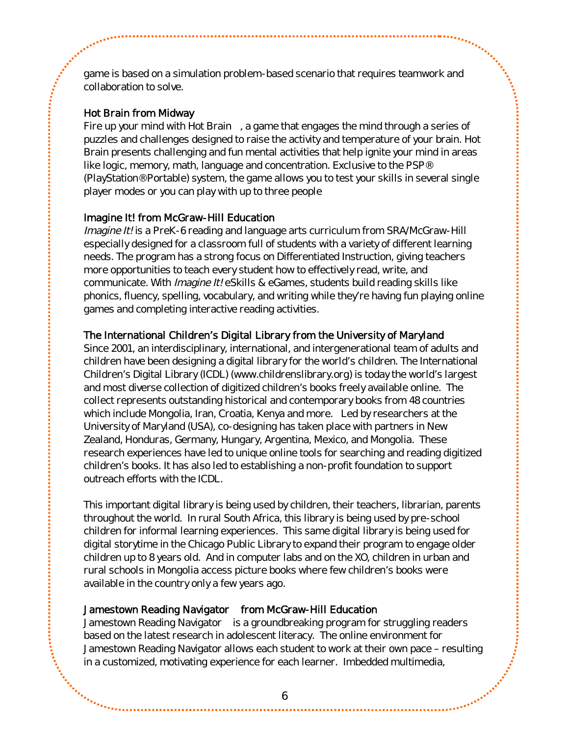game is based on a simulation problem-based scenario that requires teamwork and collaboration to solve.

### Hot Brain from Midway

Fire up your mind with Hot Brain , a game that engages the mind through a series of puzzles and challenges designed to raise the activity and temperature of your brain. Hot Brain presents challenging and fun mental activities that help ignite your mind in areas like logic, memory, math, language and concentration. Exclusive to the PSP® (PlayStation®Portable) system, the game allows you to test your skills in several single player modes or you can play with up to three people

### Imagine It! from McGraw-Hill Education

*Imagine It!* is a PreK-6 reading and language arts curriculum from SRA/McGraw-Hill especially designed for a classroom full of students with a variety of different learning needs. The program has a strong focus on Differentiated Instruction, giving teachers more opportunities to teach every student how to effectively read, write, and communicate. With *Imagine It!* eSkills & eGames, students build reading skills like phonics, fluency, spelling, vocabulary, and writing while they're having fun playing online games and completing interactive reading activities.

### The International Children's Digital Library from the University of Maryland

Since 2001, an interdisciplinary, international, and intergenerational team of adults and children have been designing a digital library for the world's children. The International Children's Digital Library (ICDL) (www.childrenslibrary.org) is today the world's largest and most diverse collection of digitized children's books freely available online. The collect represents outstanding historical and contemporary books from 48 countries which include Mongolia, Iran, Croatia, Kenya and more. Led by researchers at the University of Maryland (USA), co-designing has taken place with partners in New Zealand, Honduras, Germany, Hungary, Argentina, Mexico, and Mongolia. These research experiences have led to unique online tools for searching and reading digitized children's books. It has also led to establishing a non-profit foundation to support outreach efforts with the ICDL.

This important digital library is being used by children, their teachers, librarian, parents throughout the world. In rural South Africa, this library is being used by pre-school children for informal learning experiences. This same digital library is being used for digital storytime in the Chicago Public Library to expand their program to engage older children up to 8 years old. And in computer labs and on the XO, children in urban and rural schools in Mongolia access picture books where few children's books were available in the country only a few years ago.

### Jamestown Reading Navigator from McGraw-Hill Education

Jamestown Reading Navigator is a groundbreaking program for struggling readers based on the latest research in adolescent literacy. The online environment for Jamestown Reading Navigator allows each student to work at their own pace – resulting in a customized, motivating experience for each learner. Imbedded multimedia,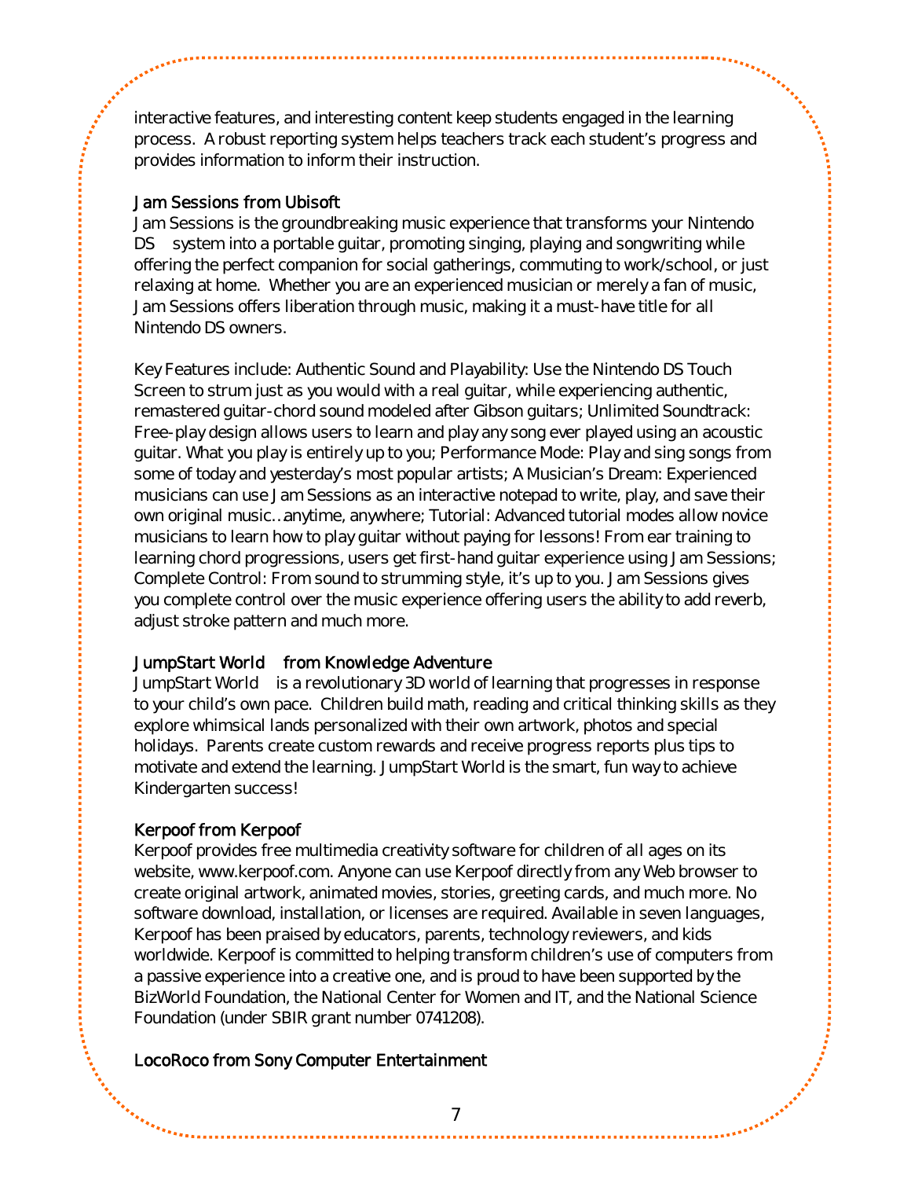interactive features, and interesting content keep students engaged in the learning process. A robust reporting system helps teachers track each student's progress and provides information to inform their instruction.

### Jam Sessions from Ubisoft

Jam Sessions is the groundbreaking music experience that transforms your Nintendo DS system into a portable guitar, promoting singing, playing and songwriting while offering the perfect companion for social gatherings, commuting to work/school, or just relaxing at home. Whether you are an experienced musician or merely a fan of music, Jam Sessions offers liberation through music, making it a must-have title for all Nintendo DS owners.

Key Features include: Authentic Sound and Playability: Use the Nintendo DS Touch Screen to strum just as you would with a real guitar, while experiencing authentic, remastered guitar-chord sound modeled after Gibson guitars; Unlimited Soundtrack: Free-play design allows users to learn and play any song ever played using an acoustic guitar. What you play is entirely up to you; Performance Mode: Play and sing songs from some of today and yesterday's most popular artists; A Musician's Dream: Experienced musicians can use Jam Sessions as an interactive notepad to write, play, and save their own original music…anytime, anywhere; Tutorial: Advanced tutorial modes allow novice musicians to learn how to play guitar without paying for lessons! From ear training to learning chord progressions, users get first-hand guitar experience using Jam Sessions; Complete Control: From sound to strumming style, it's up to you. Jam Sessions gives you complete control over the music experience offering users the ability to add reverb, adjust stroke pattern and much more.

### JumpStart World from Knowledge Adventure

JumpStart World is a revolutionary 3D world of learning that progresses in response to your child's own pace. Children build math, reading and critical thinking skills as they explore whimsical lands personalized with their own artwork, photos and special holidays. Parents create custom rewards and receive progress reports plus tips to motivate and extend the learning. JumpStart World is the smart, fun way to achieve Kindergarten success!

### Kerpoof from Kerpoof

Kerpoof provides free multimedia creativity software for children of all ages on its website, www.kerpoof.com. Anyone can use Kerpoof directly from any Web browser to create original artwork, animated movies, stories, greeting cards, and much more. No software download, installation, or licenses are required. Available in seven languages, Kerpoof has been praised by educators, parents, technology reviewers, and kids worldwide. Kerpoof is committed to helping transform children's use of computers from a passive experience into a creative one, and is proud to have been supported by the BizWorld Foundation, the National Center for Women and IT, and the National Science Foundation (under SBIR grant number 0741208).

### LocoRoco from Sony Computer Entertainment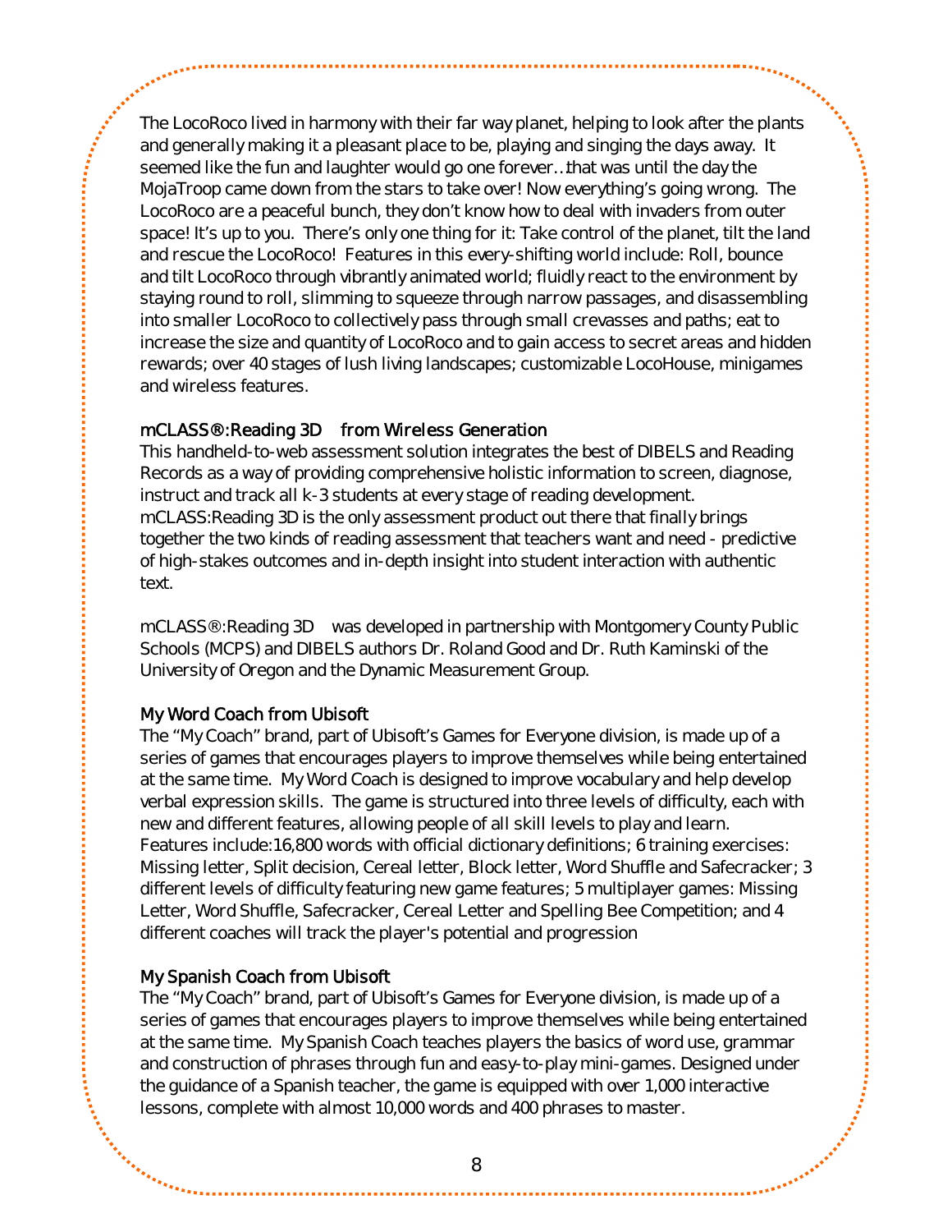The LocoRoco lived in harmony with their far way planet, helping to look after the plants and generally making it a pleasant place to be, playing and singing the days away. It seemed like the fun and laughter would go one forever…that was until the day the MojaTroop came down from the stars to take over! Now everything's going wrong. The LocoRoco are a peaceful bunch, they don't know how to deal with invaders from outer space! It's up to you. There's only one thing for it: Take control of the planet, tilt the land and rescue the LocoRoco! Features in this every-shifting world include: Roll, bounce and tilt LocoRoco through vibrantly animated world; fluidly react to the environment by staying round to roll, slimming to squeeze through narrow passages, and disassembling into smaller LocoRoco to collectively pass through small crevasses and paths; eat to increase the size and quantity of LocoRoco and to gain access to secret areas and hidden rewards; over 40 stages of lush living landscapes; customizable LocoHouse, minigames and wireless features.

### mCLASS®:Reading 3D from Wireless Generation

This handheld-to-web assessment solution integrates the best of DIBELS and Reading Records as a way of providing comprehensive holistic information to screen, diagnose, instruct and track all k-3 students at every stage of reading development. mCLASS:Reading 3D is the only assessment product out there that finally brings together the two kinds of reading assessment that teachers want and need - predictive of high-stakes outcomes and in-depth insight into student interaction with authentic text.

mCLASS®:Reading 3D was developed in partnership with Montgomery County Public Schools (MCPS) and DIBELS authors Dr. Roland Good and Dr. Ruth Kaminski of the University of Oregon and the Dynamic Measurement Group.

### My Word Coach from Ubisoft

The "My Coach" brand, part of Ubisoft's Games for Everyone division, is made up of a series of games that encourages players to improve themselves while being entertained at the same time. My Word Coach is designed to improve vocabulary and help develop verbal expression skills. The game is structured into three levels of difficulty, each with new and different features, allowing people of all skill levels to play and learn. Features include:16,800 words with official dictionary definitions; 6 training exercises: Missing letter, Split decision, Cereal letter, Block letter, Word Shuffle and Safecracker; 3 different levels of difficulty featuring new game features; 5 multiplayer games: Missing Letter, Word Shuffle, Safecracker, Cereal Letter and Spelling Bee Competition; and 4 different coaches will track the player's potential and progression

### My Spanish Coach from Ubisoft

The "My Coach" brand, part of Ubisoft's Games for Everyone division, is made up of a series of games that encourages players to improve themselves while being entertained at the same time. My Spanish Coach teaches players the basics of word use, grammar and construction of phrases through fun and easy-to-play mini-games. Designed under the guidance of a Spanish teacher, the game is equipped with over 1,000 interactive lessons, complete with almost 10,000 words and 400 phrases to master.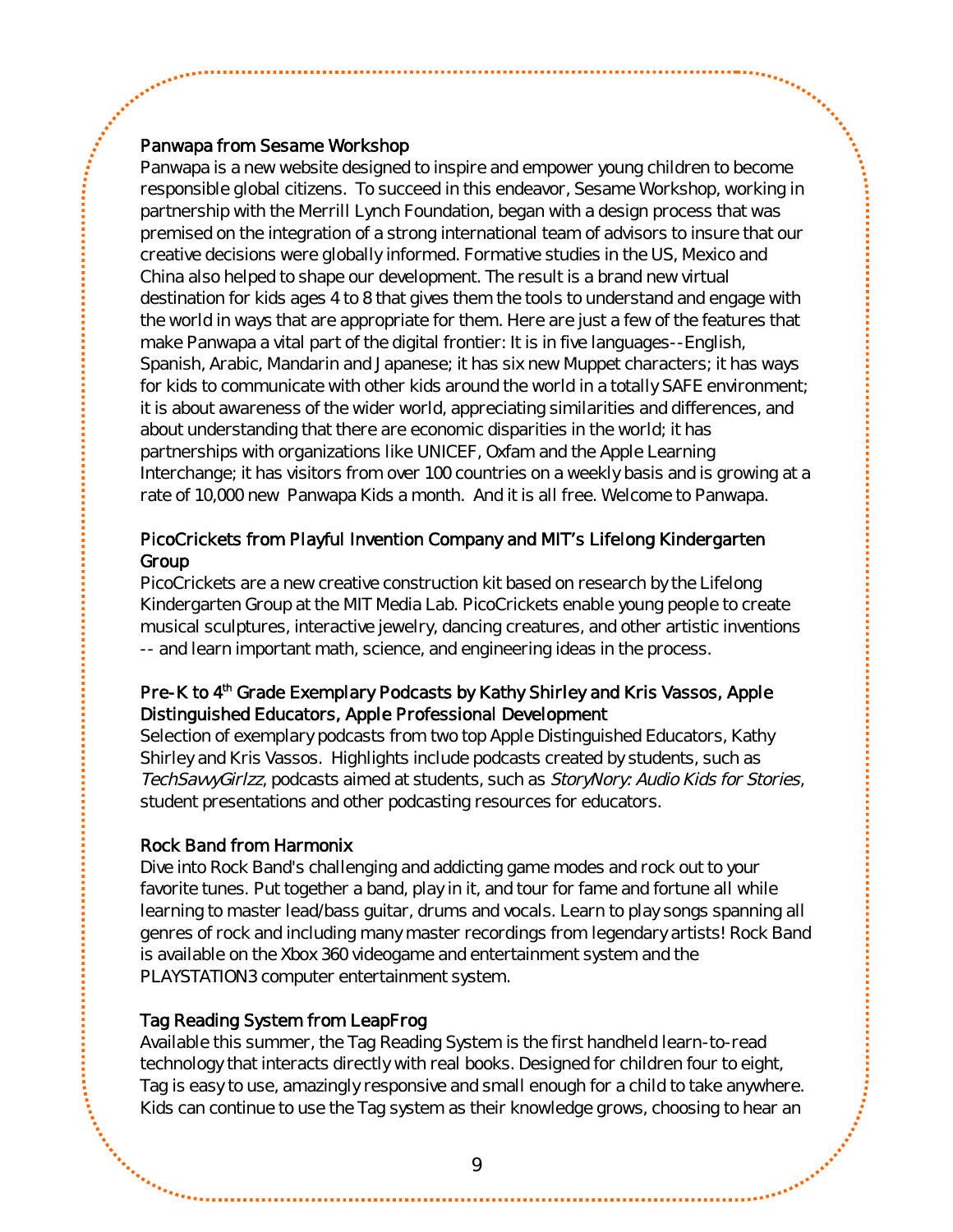### Panwapa from Sesame Workshop

Panwapa is a new website designed to inspire and empower young children to become responsible global citizens. To succeed in this endeavor, Sesame Workshop, working in partnership with the Merrill Lynch Foundation, began with a design process that was premised on the integration of a strong international team of advisors to insure that our creative decisions were globally informed. Formative studies in the US, Mexico and China also helped to shape our development. The result is a brand new virtual destination for kids ages 4 to 8 that gives them the tools to understand and engage with the world in ways that are appropriate for them. Here are just a few of the features that make Panwapa a vital part of the digital frontier: It is in five languages--English, Spanish, Arabic, Mandarin and Japanese; it has six new Muppet characters; it has ways for kids to communicate with other kids around the world in a totally SAFE environment; it is about awareness of the wider world, appreciating similarities and differences, and about understanding that there are economic disparities in the world; it has partnerships with organizations like UNICEF, Oxfam and the Apple Learning Interchange; it has visitors from over 100 countries on a weekly basis and is growing at a rate of 10,000 new Panwapa Kids a month. And it is all free. Welcome to Panwapa.

### PicoCrickets from Playful Invention Company and MIT's Lifelong Kindergarten Group

PicoCrickets are a new creative construction kit based on research by the Lifelong Kindergarten Group at the MIT Media Lab. PicoCrickets enable young people to create musical sculptures, interactive jewelry, dancing creatures, and other artistic inventions -- and learn important math, science, and engineering ideas in the process.

### Pre-K to 4th Grade Exemplary Podcasts by Kathy Shirley and Kris Vassos, Apple Distinguished Educators, Apple Professional Development

Selection of exemplary podcasts from two top Apple Distinguished Educators, Kathy Shirley and Kris Vassos. Highlights include podcasts created by students, such as *TechSavvyGirlzz*, podcasts aimed at students, such as *StoryNory: Audio Kids for Stories*, student presentations and other podcasting resources for educators.

### Rock Band from Harmonix

Dive into Rock Band's challenging and addicting game modes and rock out to your favorite tunes. Put together a band, play in it, and tour for fame and fortune all while learning to master lead/bass guitar, drums and vocals. Learn to play songs spanning all genres of rock and including many master recordings from legendary artists! Rock Band is available on the Xbox 360 videogame and entertainment system and the PLAYSTATION3 computer entertainment system.

### Tag Reading System from LeapFrog

Available this summer, the Tag Reading System is the first handheld learn-to-read technology that interacts directly with real books. Designed for children four to eight, Tag is easy to use, amazingly responsive and small enough for a child to take anywhere. Kids can continue to use the Tag system as their knowledge grows, choosing to hear an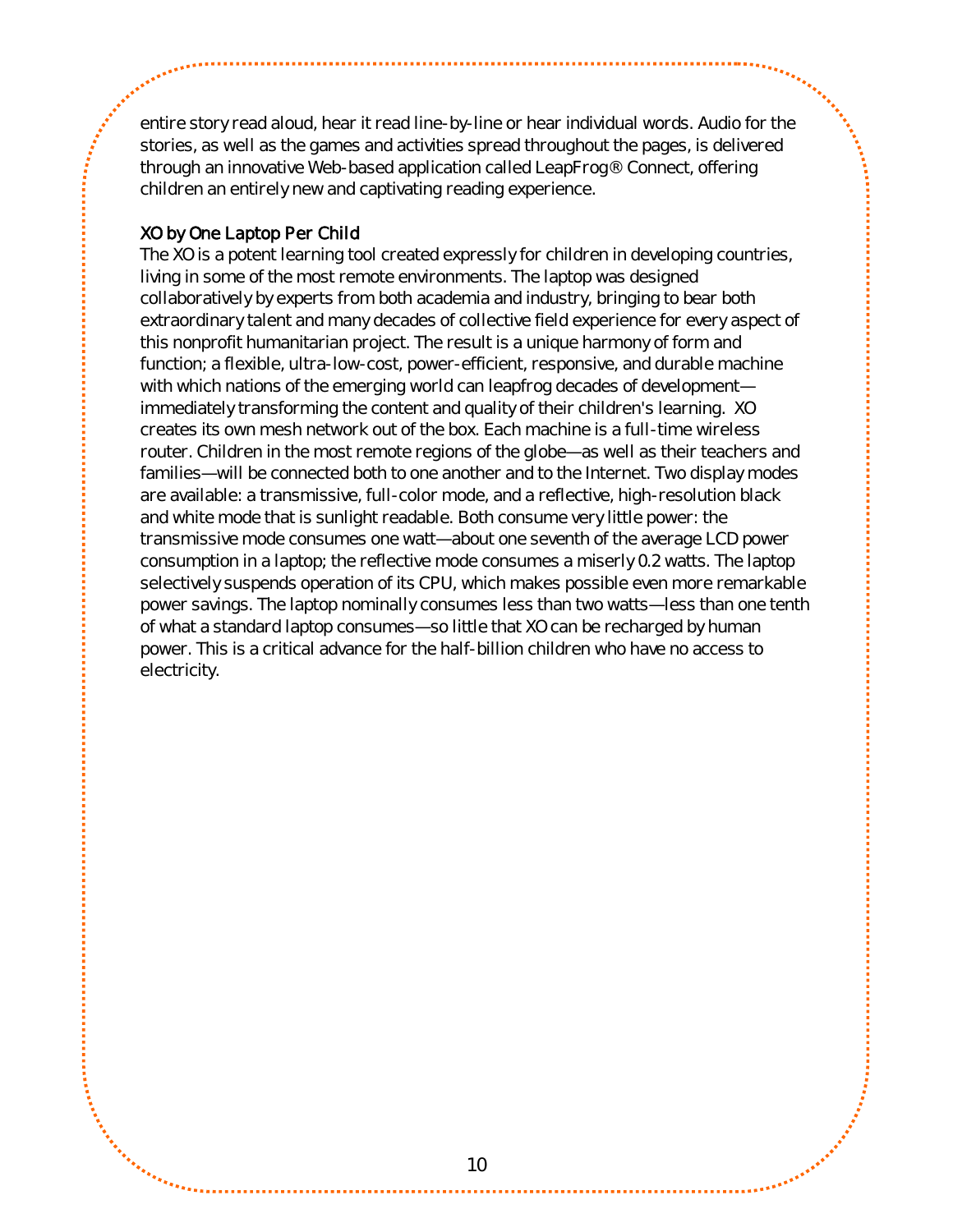entire story read aloud, hear it read line-by-line or hear individual words. Audio for the stories, as well as the games and activities spread throughout the pages, is delivered through an innovative Web-based application called LeapFrog® Connect, offering children an entirely new and captivating reading experience.

### XO by One Laptop Per Child

The XO is a potent learning tool created expressly for children in developing countries, living in some of the most remote environments. The laptop was designed collaboratively by experts from both academia and industry, bringing to bear both extraordinary talent and many decades of collective field experience for every aspect of this nonprofit humanitarian project. The result is a unique harmony of form and function; a flexible, ultra-low-cost, power-efficient, responsive, and durable machine with which nations of the emerging world can leapfrog decades of development—immediately transforming the content and quality of their children's learning. XO creates its own mesh network out of the box. Each machine is a full-time wireless router. Children in the most remote regions of the globe—as well as their teachers and families—will be connected both to one another and to the Internet. Two display modes are available: a transmissive, full-color mode, and a reflective, high-resolution black and white mode that is sunlight readable. Both consume very little power: the transmissive mode consumes one watt—about one seventh of the average LCD power consumption in a laptop; the reflective mode consumes a miserly 0.2 watts. The laptop selectively suspends operation of its CPU, which makes possible even more remarkable power savings. The laptop nominally consumes less than two watts—less than one tenth of what a standard laptop consumes—so little that XO can be recharged by human power. This is a critical advance for the half-billion children who have no access to electricity.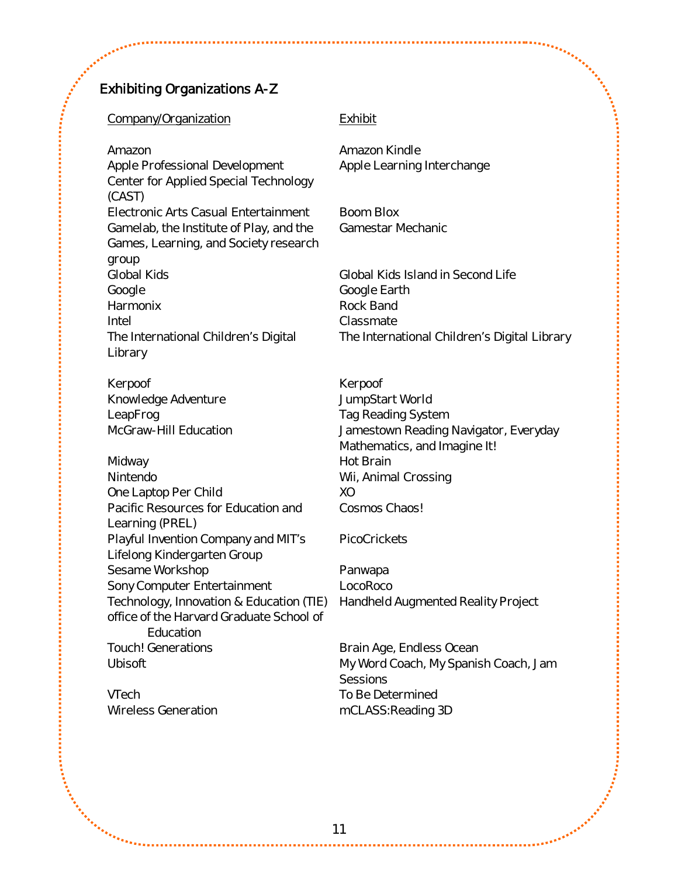## Exhibiting Organizations A-Z

| Company/Organization | Exhibit |
|---|---|
| Amazon | Amazon Kindle |
| Apple Professional Development | Apple Learning Interchange |
| Center for Applied Special Technology (CAST) | |
| Electronic Arts Casual Entertainment | Boom Blox |
| Gamelab, the Institute of Play, and the Games, Learning, and Society research group | Gamestar Mechanic |
| Global Kids | Global Kids Island in Second Life |
| Google | Google Earth |
| Harmonix | Rock Band |
| Intel | Classmate |
| The International Children's Digital Library | The International Children's Digital Library |
| Kerpoof | Kerpoof |
| Knowledge Adventure | JumpStart World |
| LeapFrog | Tag Reading System |
| McGraw-Hill Education | Jamestown Reading Navigator, Everyday Mathematics, and Imagine It! |
| Midway | Hot Brain |
| Nintendo | Wii, Animal Crossing |
| One Laptop Per Child | XO |
| Pacific Resources for Education and Learning (PREL) | Cosmos Chaos! |
| Playful Invention Company and MIT's Lifelong Kindergarten Group | PicoCrickets |
| Sesame Workshop | Panwapa |
| Sony Computer Entertainment | LocoRoco |
| Technology, Innovation & Education (TIE) office of the Harvard Graduate School of Education | Handheld Augmented Reality Project |
| Touch! Generations | Brain Age, Endless Ocean |
| Ubisoft | My Word Coach, My Spanish Coach, Jam Sessions |
| VTech | To Be Determined |
| Wireless Generation | mCLASS:Reading 3D |